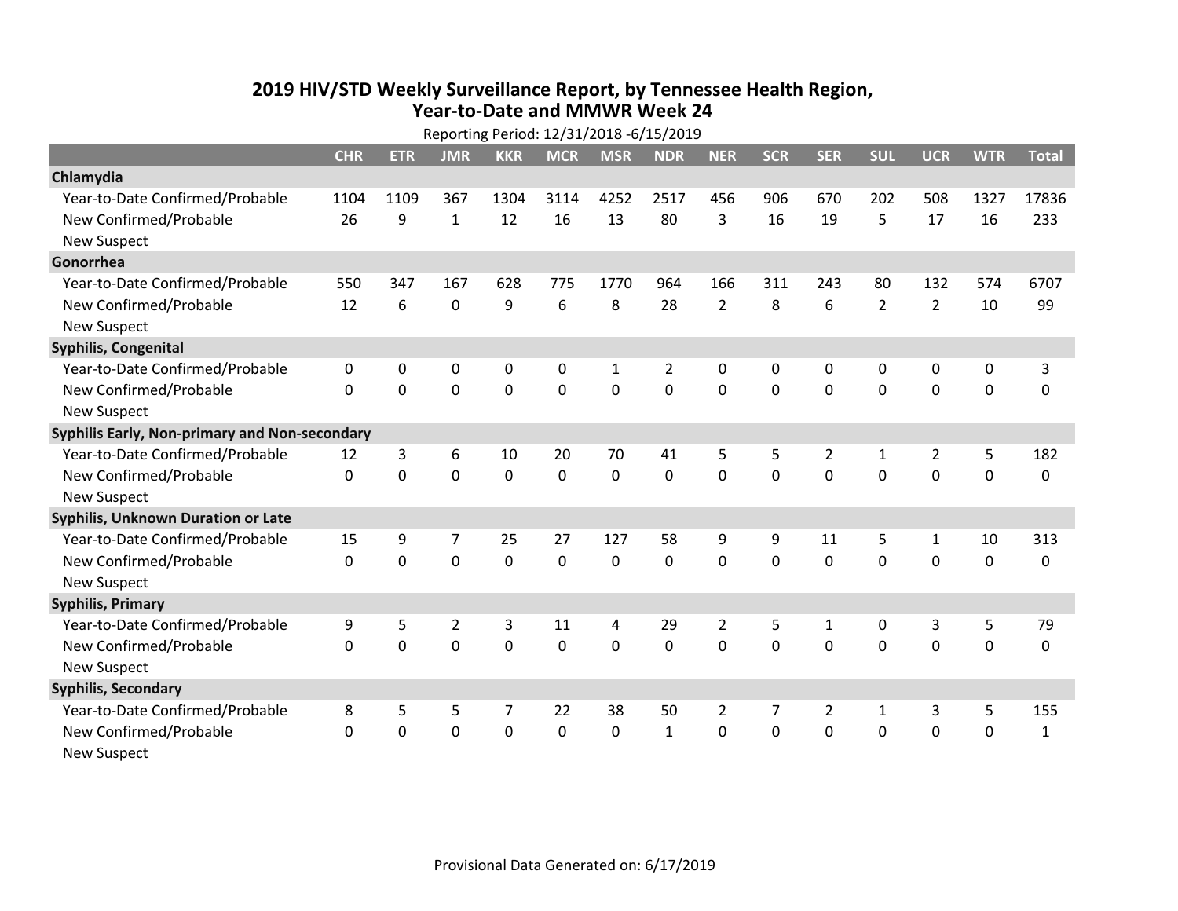# 2019 HIV/STD Weekly Surveillance Report, by Tennessee Health Region, Year-to-Date and MMWR Week 24

Reporting Period: 12/31/2018 -6/15/2019

| | CHR | ETR | JMR | KKR | MCR | MSR | NDR | NER | SCR | SER | SUL | UCR | WTR | Total |
|---|---|---|---|---|---|---|---|---|---|---|---|---|---|---|
| **Chlamydia** | | | | | | | | | | | | | | |
| Year-to-Date Confirmed/Probable | 1104 | 1109 | 367 | 1304 | 3114 | 4252 | 2517 | 456 | 906 | 670 | 202 | 508 | 1327 | 17836 |
| New Confirmed/Probable | 26 | 9 | 1 | 12 | 16 | 13 | 80 | 3 | 16 | 19 | 5 | 17 | 16 | 233 |
| New Suspect | | | | | | | | | | | | | | |
| **Gonorrhea** | | | | | | | | | | | | | | |
| Year-to-Date Confirmed/Probable | 550 | 347 | 167 | 628 | 775 | 1770 | 964 | 166 | 311 | 243 | 80 | 132 | 574 | 6707 |
| New Confirmed/Probable | 12 | 6 | 0 | 9 | 6 | 8 | 28 | 2 | 8 | 6 | 2 | 2 | 10 | 99 |
| New Suspect | | | | | | | | | | | | | | |
| **Syphilis, Congenital** | | | | | | | | | | | | | | |
| Year-to-Date Confirmed/Probable | 0 | 0 | 0 | 0 | 0 | 1 | 2 | 0 | 0 | 0 | 0 | 0 | 0 | 3 |
| New Confirmed/Probable | 0 | 0 | 0 | 0 | 0 | 0 | 0 | 0 | 0 | 0 | 0 | 0 | 0 | 0 |
| New Suspect | | | | | | | | | | | | | | |
| **Syphilis Early, Non-primary and Non-secondary** | | | | | | | | | | | | | | |
| Year-to-Date Confirmed/Probable | 12 | 3 | 6 | 10 | 20 | 70 | 41 | 5 | 5 | 2 | 1 | 2 | 5 | 182 |
| New Confirmed/Probable | 0 | 0 | 0 | 0 | 0 | 0 | 0 | 0 | 0 | 0 | 0 | 0 | 0 | 0 |
| New Suspect | | | | | | | | | | | | | | |
| **Syphilis, Unknown Duration or Late** | | | | | | | | | | | | | | |
| Year-to-Date Confirmed/Probable | 15 | 9 | 7 | 25 | 27 | 127 | 58 | 9 | 9 | 11 | 5 | 1 | 10 | 313 |
| New Confirmed/Probable | 0 | 0 | 0 | 0 | 0 | 0 | 0 | 0 | 0 | 0 | 0 | 0 | 0 | 0 |
| New Suspect | | | | | | | | | | | | | | |
| **Syphilis, Primary** | | | | | | | | | | | | | | |
| Year-to-Date Confirmed/Probable | 9 | 5 | 2 | 3 | 11 | 4 | 29 | 2 | 5 | 1 | 0 | 3 | 5 | 79 |
| New Confirmed/Probable | 0 | 0 | 0 | 0 | 0 | 0 | 0 | 0 | 0 | 0 | 0 | 0 | 0 | 0 |
| New Suspect | | | | | | | | | | | | | | |
| **Syphilis, Secondary** | | | | | | | | | | | | | | |
| Year-to-Date Confirmed/Probable | 8 | 5 | 5 | 7 | 22 | 38 | 50 | 2 | 7 | 2 | 1 | 3 | 5 | 155 |
| New Confirmed/Probable | 0 | 0 | 0 | 0 | 0 | 0 | 1 | 0 | 0 | 0 | 0 | 0 | 0 | 1 |
| New Suspect | | | | | | | | | | | | | | |

Provisional Data Generated on: 6/17/2019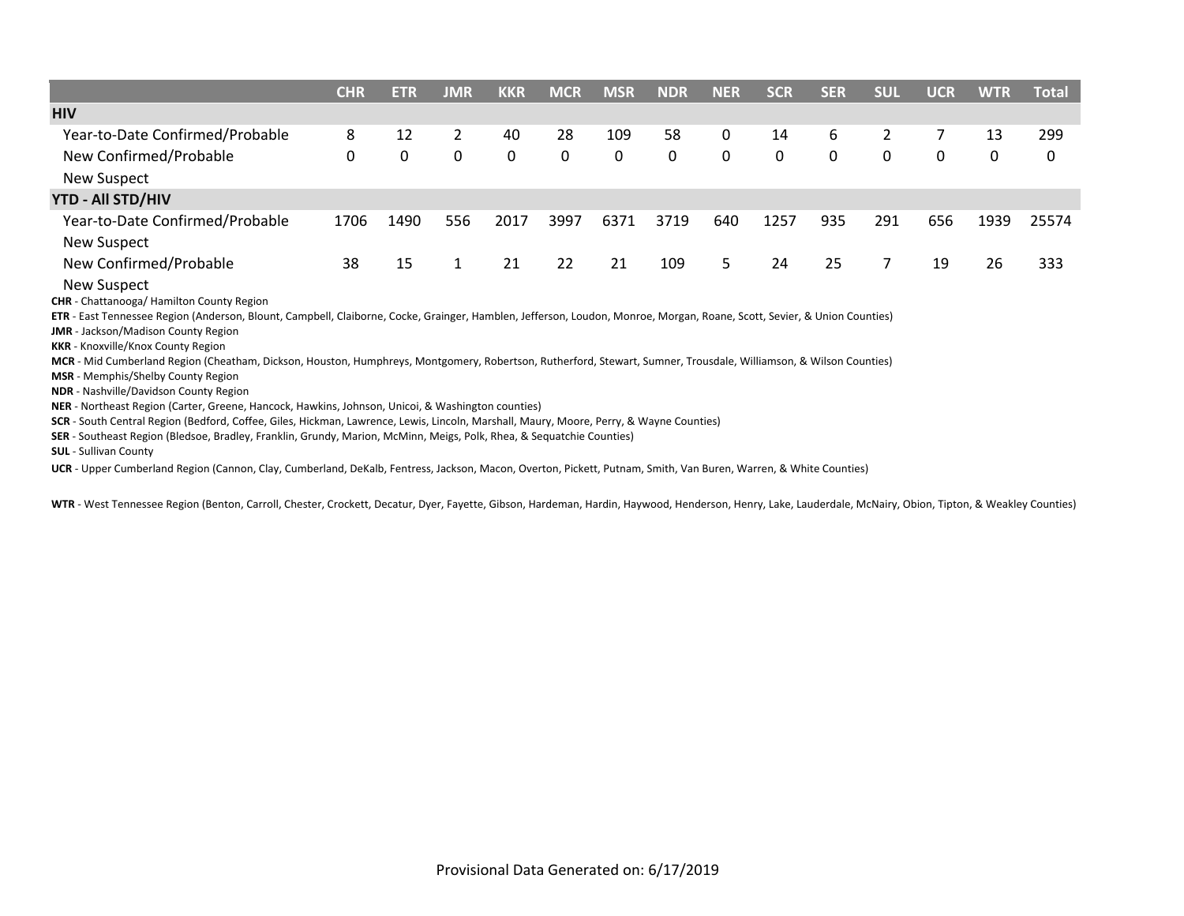| | CHR | ETR | JMR | KKR | MCR | MSR | NDR | NER | SCR | SER | SUL | UCR | WTR | Total |
|---|---|---|---|---|---|---|---|---|---|---|---|---|---|---|
| **HIV** | | | | | | | | | | | | | | |
| Year-to-Date Confirmed/Probable | 8 | 12 | 2 | 40 | 28 | 109 | 58 | 0 | 14 | 6 | 2 | 7 | 13 | 299 |
| New Confirmed/Probable | 0 | 0 | 0 | 0 | 0 | 0 | 0 | 0 | 0 | 0 | 0 | 0 | 0 | 0 |
| New Suspect | | | | | | | | | | | | | | |
| **YTD - All STD/HIV** | | | | | | | | | | | | | | |
| Year-to-Date Confirmed/Probable | 1706 | 1490 | 556 | 2017 | 3997 | 6371 | 3719 | 640 | 1257 | 935 | 291 | 656 | 1939 | 25574 |
| New Suspect | | | | | | | | | | | | | | |
| New Confirmed/Probable | 38 | 15 | 1 | 21 | 22 | 21 | 109 | 5 | 24 | 25 | 7 | 19 | 26 | 333 |
| New Suspect | | | | | | | | | | | | | | |

**CHR** - Chattanooga/ Hamilton County Region

**ETR** - East Tennessee Region (Anderson, Blount, Campbell, Claiborne, Cocke, Grainger, Hamblen, Jefferson, Loudon, Monroe, Morgan, Roane, Scott, Sevier, & Union Counties)

**JMR** - Jackson/Madison County Region

**KKR** - Knoxville/Knox County Region

**MCR** - Mid Cumberland Region (Cheatham, Dickson, Houston, Humphreys, Montgomery, Robertson, Rutherford, Stewart, Sumner, Trousdale, Williamson, & Wilson Counties)

**MSR** - Memphis/Shelby County Region

**NDR** - Nashville/Davidson County Region

**NER** - Northeast Region (Carter, Greene, Hancock, Hawkins, Johnson, Unicoi, & Washington counties)

**SCR** - South Central Region (Bedford, Coffee, Giles, Hickman, Lawrence, Lewis, Lincoln, Marshall, Maury, Moore, Perry, & Wayne Counties)

**SER** - Southeast Region (Bledsoe, Bradley, Franklin, Grundy, Marion, McMinn, Meigs, Polk, Rhea, & Sequatchie Counties)

**SUL** - Sullivan County

**UCR** - Upper Cumberland Region (Cannon, Clay, Cumberland, DeKalb, Fentress, Jackson, Macon, Overton, Pickett, Putnam, Smith, Van Buren, Warren, & White Counties)

**WTR** - West Tennessee Region (Benton, Carroll, Chester, Crockett, Decatur, Dyer, Fayette, Gibson, Hardeman, Hardin, Haywood, Henderson, Henry, Lake, Lauderdale, McNairy, Obion, Tipton, & Weakley Counties)

Provisional Data Generated on: 6/17/2019